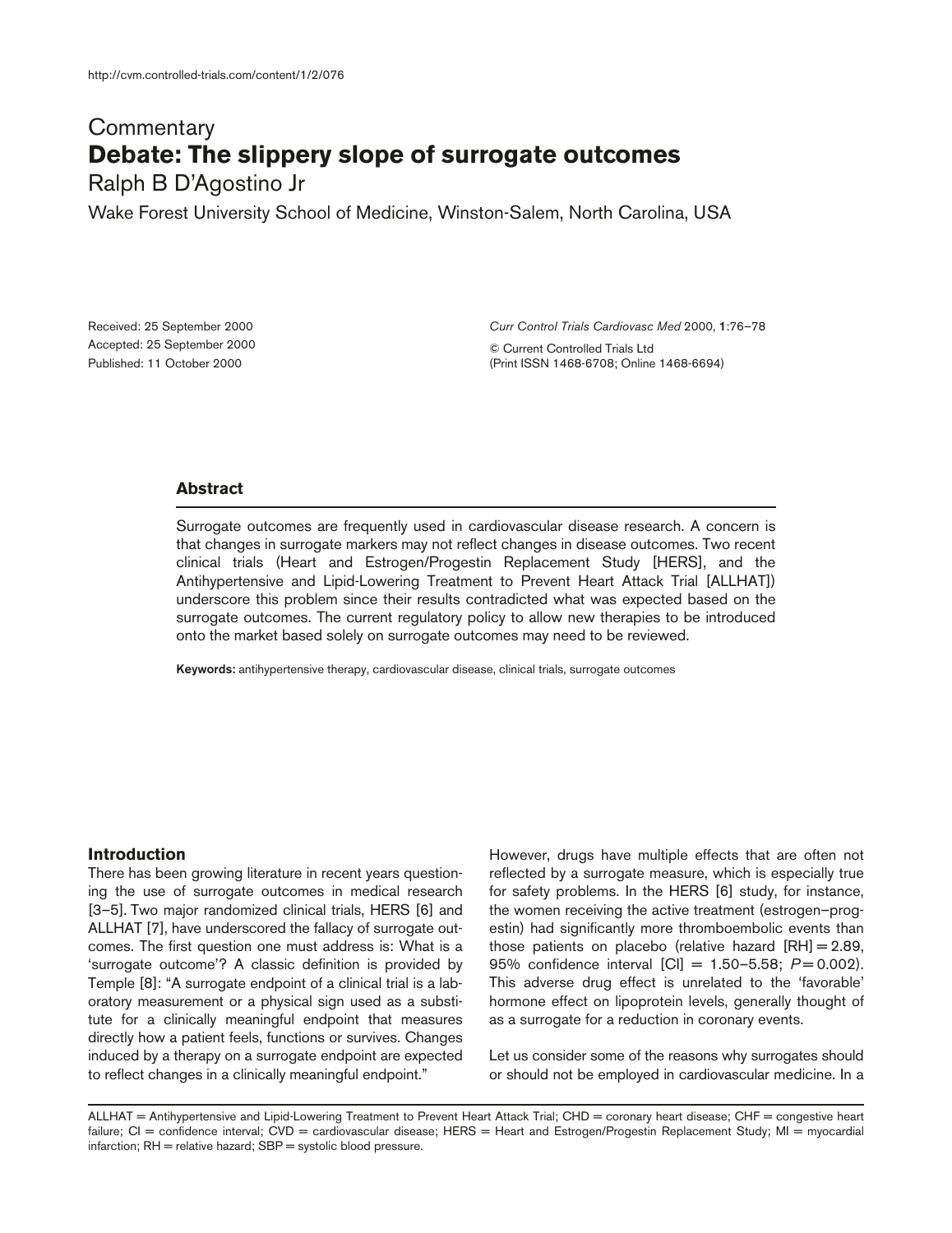# Commentary

# Debate: The slippery slope of surrogate outcomes

Ralph B D'Agostino Jr

Wake Forest University School of Medicine, Winston-Salem, North Carolina, USA

Received: 25 September 2000
Accepted: 25 September 2000
Published: 11 October 2000

*Curr Control Trials Cardiovasc Med* 2000, **1**:76–78

© Current Controlled Trials Ltd
(Print ISSN 1468-6708; Online 1468-6694)

## Abstract

Surrogate outcomes are frequently used in cardiovascular disease research. A concern is that changes in surrogate markers may not reflect changes in disease outcomes. Two recent clinical trials (Heart and Estrogen/Progestin Replacement Study [HERS], and the Antihypertensive and Lipid-Lowering Treatment to Prevent Heart Attack Trial [ALLHAT]) underscore this problem since their results contradicted what was expected based on the surrogate outcomes. The current regulatory policy to allow new therapies to be introduced onto the market based solely on surrogate outcomes may need to be reviewed.

**Keywords:** antihypertensive therapy, cardiovascular disease, clinical trials, surrogate outcomes

## Introduction

There has been growing literature in recent years questioning the use of surrogate outcomes in medical research [3–5]. Two major randomized clinical trials, HERS [6] and ALLHAT [7], have underscored the fallacy of surrogate outcomes. The first question one must address is: What is a 'surrogate outcome'? A classic definition is provided by Temple [8]: "A surrogate endpoint of a clinical trial is a laboratory measurement or a physical sign used as a substitute for a clinically meaningful endpoint that measures directly how a patient feels, functions or survives. Changes induced by a therapy on a surrogate endpoint are expected to reflect changes in a clinically meaningful endpoint."

However, drugs have multiple effects that are often not reflected by a surrogate measure, which is especially true for safety problems. In the HERS [6] study, for instance, the women receiving the active treatment (estrogen–progestin) had significantly more thromboembolic events than those patients on placebo (relative hazard [RH] = 2.89, 95% confidence interval [CI] = 1.50–5.58; $P = 0.002$). This adverse drug effect is unrelated to the 'favorable' hormone effect on lipoprotein levels, generally thought of as a surrogate for a reduction in coronary events.

Let us consider some of the reasons why surrogates should or should not be employed in cardiovascular medicine. In a

ALLHAT = Antihypertensive and Lipid-Lowering Treatment to Prevent Heart Attack Trial; CHD = coronary heart disease; CHF = congestive heart failure; CI = confidence interval; CVD = cardiovascular disease; HERS = Heart and Estrogen/Progestin Replacement Study; MI = myocardial infarction; RH = relative hazard; SBP = systolic blood pressure.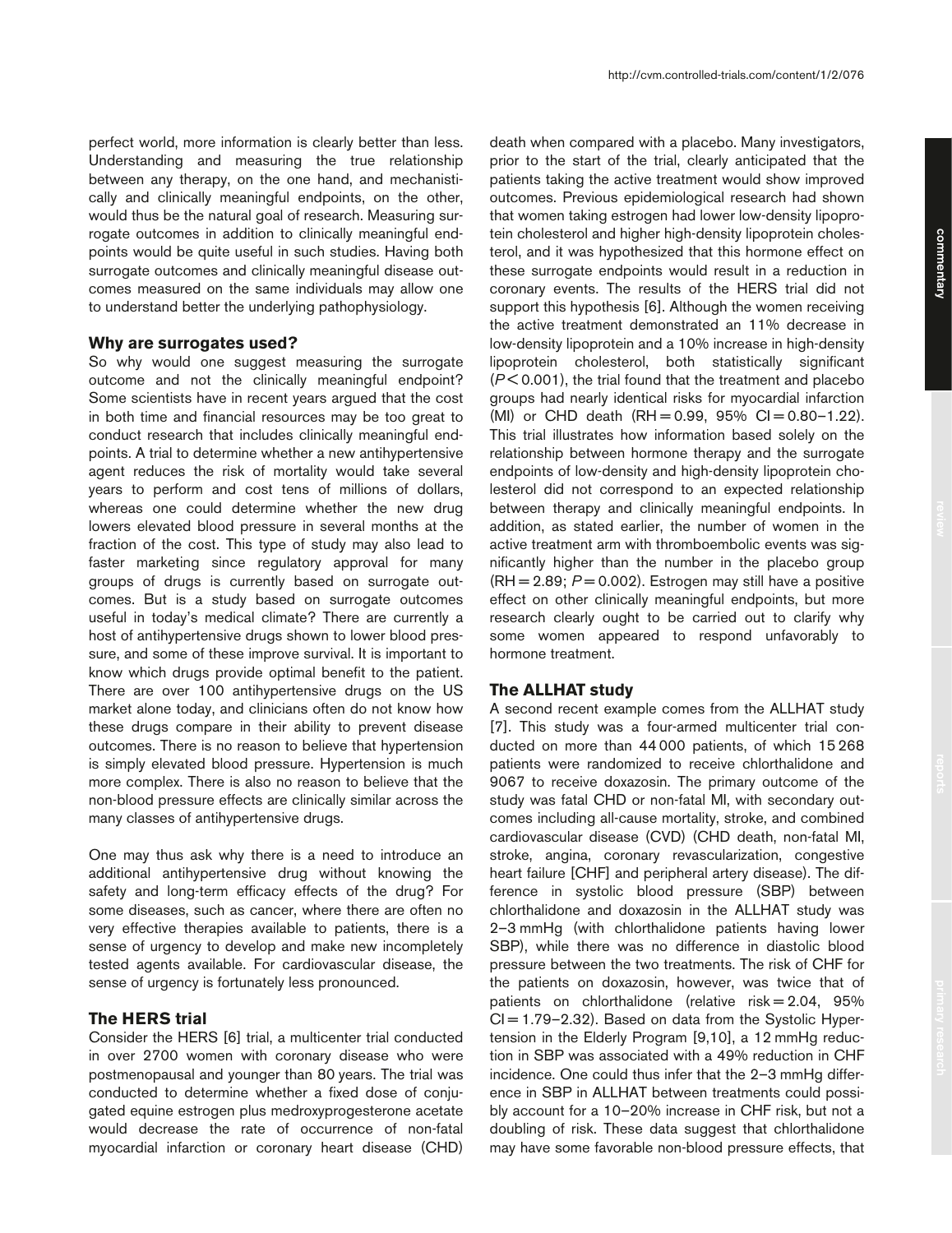perfect world, more information is clearly better than less. Understanding and measuring the true relationship between any therapy, on the one hand, and mechanistically and clinically meaningful endpoints, on the other, would thus be the natural goal of research. Measuring surrogate outcomes in addition to clinically meaningful endpoints would be quite useful in such studies. Having both surrogate outcomes and clinically meaningful disease outcomes measured on the same individuals may allow one to understand better the underlying pathophysiology.

## Why are surrogates used?

So why would one suggest measuring the surrogate outcome and not the clinically meaningful endpoint? Some scientists have in recent years argued that the cost in both time and financial resources may be too great to conduct research that includes clinically meaningful endpoints. A trial to determine whether a new antihypertensive agent reduces the risk of mortality would take several years to perform and cost tens of millions of dollars, whereas one could determine whether the new drug lowers elevated blood pressure in several months at the fraction of the cost. This type of study may also lead to faster marketing since regulatory approval for many groups of drugs is currently based on surrogate outcomes. But is a study based on surrogate outcomes useful in today's medical climate? There are currently a host of antihypertensive drugs shown to lower blood pressure, and some of these improve survival. It is important to know which drugs provide optimal benefit to the patient. There are over 100 antihypertensive drugs on the US market alone today, and clinicians often do not know how these drugs compare in their ability to prevent disease outcomes. There is no reason to believe that hypertension is simply elevated blood pressure. Hypertension is much more complex. There is also no reason to believe that the non-blood pressure effects are clinically similar across the many classes of antihypertensive drugs.

One may thus ask why there is a need to introduce an additional antihypertensive drug without knowing the safety and long-term efficacy effects of the drug? For some diseases, such as cancer, where there are often no very effective therapies available to patients, there is a sense of urgency to develop and make new incompletely tested agents available. For cardiovascular disease, the sense of urgency is fortunately less pronounced.

## The HERS trial

Consider the HERS [6] trial, a multicenter trial conducted in over 2700 women with coronary disease who were postmenopausal and younger than 80 years. The trial was conducted to determine whether a fixed dose of conjugated equine estrogen plus medroxyprogesterone acetate would decrease the rate of occurrence of non-fatal myocardial infarction or coronary heart disease (CHD) death when compared with a placebo. Many investigators, prior to the start of the trial, clearly anticipated that the patients taking the active treatment would show improved outcomes. Previous epidemiological research had shown that women taking estrogen had lower low-density lipoprotein cholesterol and higher high-density lipoprotein cholesterol, and it was hypothesized that this hormone effect on these surrogate endpoints would result in a reduction in coronary events. The results of the HERS trial did not support this hypothesis [6]. Although the women receiving the active treatment demonstrated an 11% decrease in low-density lipoprotein and a 10% increase in high-density lipoprotein cholesterol, both statistically significant ($P < 0.001$), the trial found that the treatment and placebo groups had nearly identical risks for myocardial infarction (MI) or CHD death (RH = 0.99, 95% CI = 0.80–1.22). This trial illustrates how information based solely on the relationship between hormone therapy and the surrogate endpoints of low-density and high-density lipoprotein cholesterol did not correspond to an expected relationship between therapy and clinically meaningful endpoints. In addition, as stated earlier, the number of women in the active treatment arm with thromboembolic events was significantly higher than the number in the placebo group (RH = 2.89; $P = 0.002$). Estrogen may still have a positive effect on other clinically meaningful endpoints, but more research clearly ought to be carried out to clarify why some women appeared to respond unfavorably to hormone treatment.

## The ALLHAT study

A second recent example comes from the ALLHAT study [7]. This study was a four-armed multicenter trial conducted on more than 44 000 patients, of which 15 268 patients were randomized to receive chlorthalidone and 9067 to receive doxazosin. The primary outcome of the study was fatal CHD or non-fatal MI, with secondary outcomes including all-cause mortality, stroke, and combined cardiovascular disease (CVD) (CHD death, non-fatal MI, stroke, angina, coronary revascularization, congestive heart failure [CHF] and peripheral artery disease). The difference in systolic blood pressure (SBP) between chlorthalidone and doxazosin in the ALLHAT study was 2–3 mmHg (with chlorthalidone patients having lower SBP), while there was no difference in diastolic blood pressure between the two treatments. The risk of CHF for the patients on doxazosin, however, was twice that of patients on chlorthalidone (relative risk = 2.04, 95% CI = 1.79–2.32). Based on data from the Systolic Hypertension in the Elderly Program [9,10], a 12 mmHg reduction in SBP was associated with a 49% reduction in CHF incidence. One could thus infer that the 2–3 mmHg difference in SBP in ALLHAT between treatments could possibly account for a 10–20% increase in CHF risk, but not a doubling of risk. These data suggest that chlorthalidone may have some favorable non-blood pressure effects, that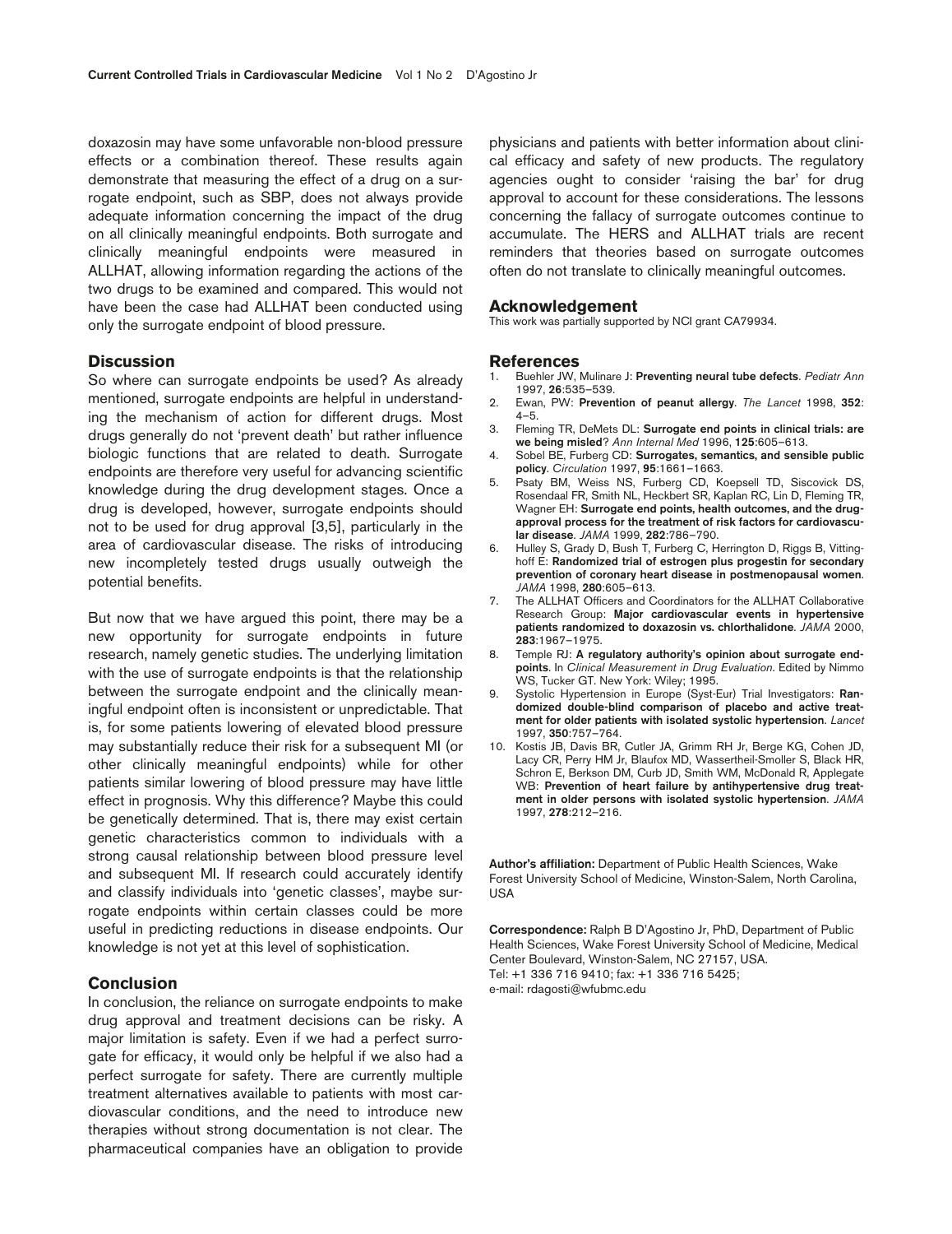doxazosin may have some unfavorable non-blood pressure effects or a combination thereof. These results again demonstrate that measuring the effect of a drug on a surrogate endpoint, such as SBP, does not always provide adequate information concerning the impact of the drug on all clinically meaningful endpoints. Both surrogate and clinically meaningful endpoints were measured in ALLHAT, allowing information regarding the actions of the two drugs to be examined and compared. This would not have been the case had ALLHAT been conducted using only the surrogate endpoint of blood pressure.

## Discussion

So where can surrogate endpoints be used? As already mentioned, surrogate endpoints are helpful in understanding the mechanism of action for different drugs. Most drugs generally do not 'prevent death' but rather influence biologic functions that are related to death. Surrogate endpoints are therefore very useful for advancing scientific knowledge during the drug development stages. Once a drug is developed, however, surrogate endpoints should not to be used for drug approval [3,5], particularly in the area of cardiovascular disease. The risks of introducing new incompletely tested drugs usually outweigh the potential benefits.

But now that we have argued this point, there may be a new opportunity for surrogate endpoints in future research, namely genetic studies. The underlying limitation with the use of surrogate endpoints is that the relationship between the surrogate endpoint and the clinically meaningful endpoint often is inconsistent or unpredictable. That is, for some patients lowering of elevated blood pressure may substantially reduce their risk for a subsequent MI (or other clinically meaningful endpoints) while for other patients similar lowering of blood pressure may have little effect in prognosis. Why this difference? Maybe this could be genetically determined. That is, there may exist certain genetic characteristics common to individuals with a strong causal relationship between blood pressure level and subsequent MI. If research could accurately identify and classify individuals into 'genetic classes', maybe surrogate endpoints within certain classes could be more useful in predicting reductions in disease endpoints. Our knowledge is not yet at this level of sophistication.

## Conclusion

In conclusion, the reliance on surrogate endpoints to make drug approval and treatment decisions can be risky. A major limitation is safety. Even if we had a perfect surrogate for efficacy, it would only be helpful if we also had a perfect surrogate for safety. There are currently multiple treatment alternatives available to patients with most cardiovascular conditions, and the need to introduce new therapies without strong documentation is not clear. The pharmaceutical companies have an obligation to provide physicians and patients with better information about clinical efficacy and safety of new products. The regulatory agencies ought to consider 'raising the bar' for drug approval to account for these considerations. The lessons concerning the fallacy of surrogate outcomes continue to accumulate. The HERS and ALLHAT trials are recent reminders that theories based on surrogate outcomes often do not translate to clinically meaningful outcomes.

## Acknowledgement

This work was partially supported by NCI grant CA79934.

## References

1. Buehler JW, Mulinare J: **Preventing neural tube defects**. *Pediatr Ann* 1997, **26**:535–539.
2. Ewan, PW: **Prevention of peanut allergy**. *The Lancet* 1998, **352**: 4–5.
3. Fleming TR, DeMets DL: **Surrogate end points in clinical trials: are we being misled**? *Ann Internal Med* 1996, **125**:605–613.
4. Sobel BE, Furberg CD: **Surrogates, semantics, and sensible public policy**. *Circulation* 1997, **95**:1661–1663.
5. Psaty BM, Weiss NS, Furberg CD, Koepsell TD, Siscovick DS, Rosendaal FR, Smith NL, Heckbert SR, Kaplan RC, Lin D, Fleming TR, Wagner EH: **Surrogate end points, health outcomes, and the drug-approval process for the treatment of risk factors for cardiovascular disease**. *JAMA* 1999, **282**:786–790.
6. Hulley S, Grady D, Bush T, Furberg C, Herrington D, Riggs B, Vittinghoff E: **Randomized trial of estrogen plus progestin for secondary prevention of coronary heart disease in postmenopausal women**. *JAMA* 1998, **280**:605–613.
7. The ALLHAT Officers and Coordinators for the ALLHAT Collaborative Research Group: **Major cardiovascular events in hypertensive patients randomized to doxazosin vs. chlorthalidone**. *JAMA* 2000, **283**:1967–1975.
8. Temple RJ: **A regulatory authority's opinion about surrogate endpoints**. In *Clinical Measurement in Drug Evaluation*. Edited by Nimmo WS, Tucker GT. New York: Wiley; 1995.
9. Systolic Hypertension in Europe (Syst-Eur) Trial Investigators: **Randomized double-blind comparison of placebo and active treatment for older patients with isolated systolic hypertension**. *Lancet* 1997, **350**:757–764.
10. Kostis JB, Davis BR, Cutler JA, Grimm RH Jr, Berge KG, Cohen JD, Lacy CR, Perry HM Jr, Blaufox MD, Wassertheil-Smoller S, Black HR, Schron E, Berkson DM, Curb JD, Smith WM, McDonald R, Applegate WB: **Prevention of heart failure by antihypertensive drug treatment in older persons with isolated systolic hypertension**. *JAMA* 1997, **278**:212–216.

**Author's affiliation:** Department of Public Health Sciences, Wake Forest University School of Medicine, Winston-Salem, North Carolina, USA

**Correspondence:** Ralph B D'Agostino Jr, PhD, Department of Public Health Sciences, Wake Forest University School of Medicine, Medical Center Boulevard, Winston-Salem, NC 27157, USA. Tel: +1 336 716 9410; fax: +1 336 716 5425; e-mail: rdagosti@wfubmc.edu